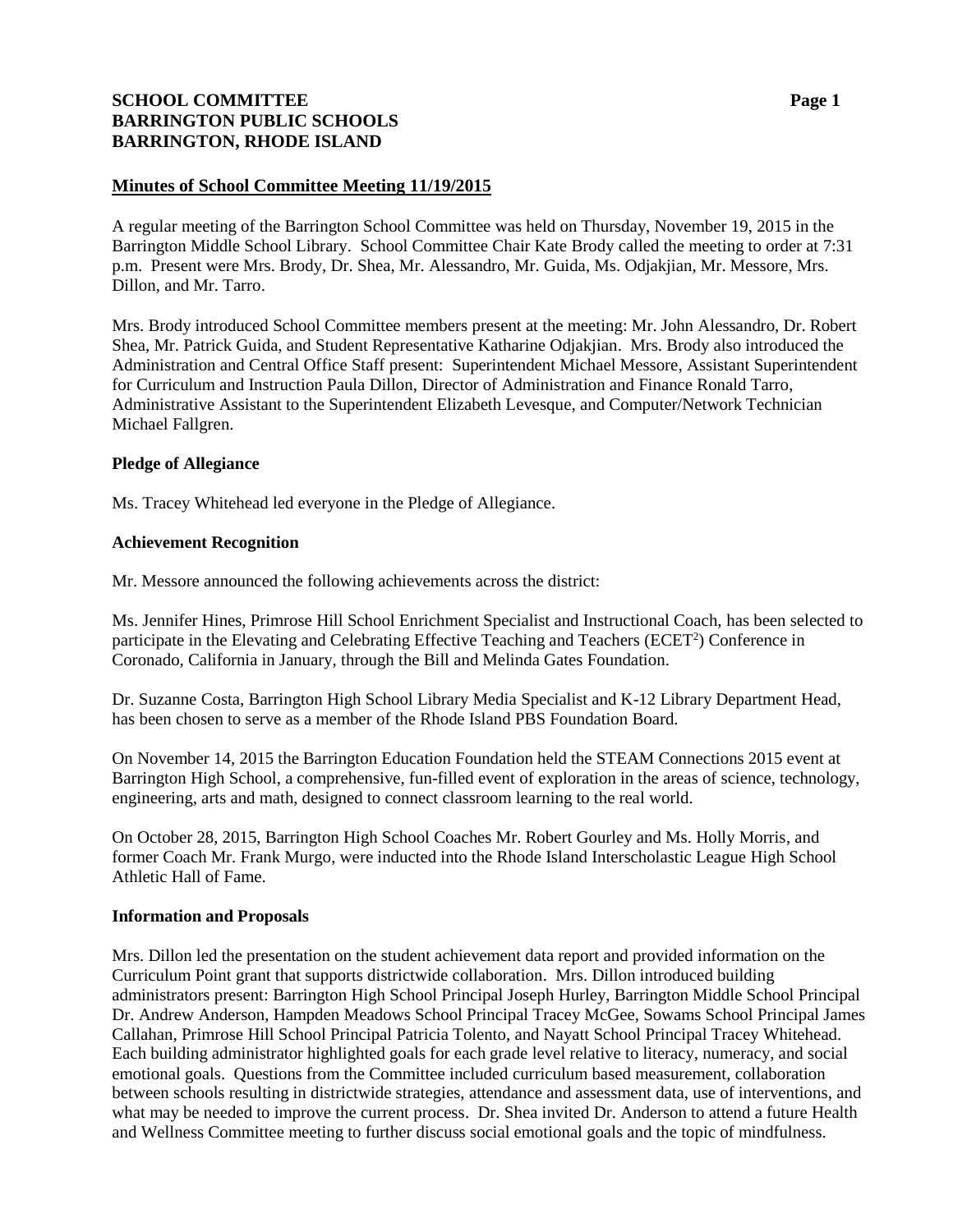**SCHOOL COMMITTEE**
**BARRINGTON PUBLIC SCHOOLS**
**BARRINGTON, RHODE ISLAND**

## Minutes of School Committee Meeting 11/19/2015

A regular meeting of the Barrington School Committee was held on Thursday, November 19, 2015 in the Barrington Middle School Library. School Committee Chair Kate Brody called the meeting to order at 7:31 p.m. Present were Mrs. Brody, Dr. Shea, Mr. Alessandro, Mr. Guida, Ms. Odjakjian, Mr. Messore, Mrs. Dillon, and Mr. Tarro.

Mrs. Brody introduced School Committee members present at the meeting: Mr. John Alessandro, Dr. Robert Shea, Mr. Patrick Guida, and Student Representative Katharine Odjakjian. Mrs. Brody also introduced the Administration and Central Office Staff present: Superintendent Michael Messore, Assistant Superintendent for Curriculum and Instruction Paula Dillon, Director of Administration and Finance Ronald Tarro, Administrative Assistant to the Superintendent Elizabeth Levesque, and Computer/Network Technician Michael Fallgren.

### Pledge of Allegiance

Ms. Tracey Whitehead led everyone in the Pledge of Allegiance.

### Achievement Recognition

Mr. Messore announced the following achievements across the district:

Ms. Jennifer Hines, Primrose Hill School Enrichment Specialist and Instructional Coach, has been selected to participate in the Elevating and Celebrating Effective Teaching and Teachers (ECET$^2$) Conference in Coronado, California in January, through the Bill and Melinda Gates Foundation.

Dr. Suzanne Costa, Barrington High School Library Media Specialist and K-12 Library Department Head, has been chosen to serve as a member of the Rhode Island PBS Foundation Board.

On November 14, 2015 the Barrington Education Foundation held the STEAM Connections 2015 event at Barrington High School, a comprehensive, fun-filled event of exploration in the areas of science, technology, engineering, arts and math, designed to connect classroom learning to the real world.

On October 28, 2015, Barrington High School Coaches Mr. Robert Gourley and Ms. Holly Morris, and former Coach Mr. Frank Murgo, were inducted into the Rhode Island Interscholastic League High School Athletic Hall of Fame.

### Information and Proposals

Mrs. Dillon led the presentation on the student achievement data report and provided information on the Curriculum Point grant that supports districtwide collaboration. Mrs. Dillon introduced building administrators present: Barrington High School Principal Joseph Hurley, Barrington Middle School Principal Dr. Andrew Anderson, Hampden Meadows School Principal Tracey McGee, Sowams School Principal James Callahan, Primrose Hill School Principal Patricia Tolento, and Nayatt School Principal Tracey Whitehead. Each building administrator highlighted goals for each grade level relative to literacy, numeracy, and social emotional goals. Questions from the Committee included curriculum based measurement, collaboration between schools resulting in districtwide strategies, attendance and assessment data, use of interventions, and what may be needed to improve the current process. Dr. Shea invited Dr. Anderson to attend a future Health and Wellness Committee meeting to further discuss social emotional goals and the topic of mindfulness.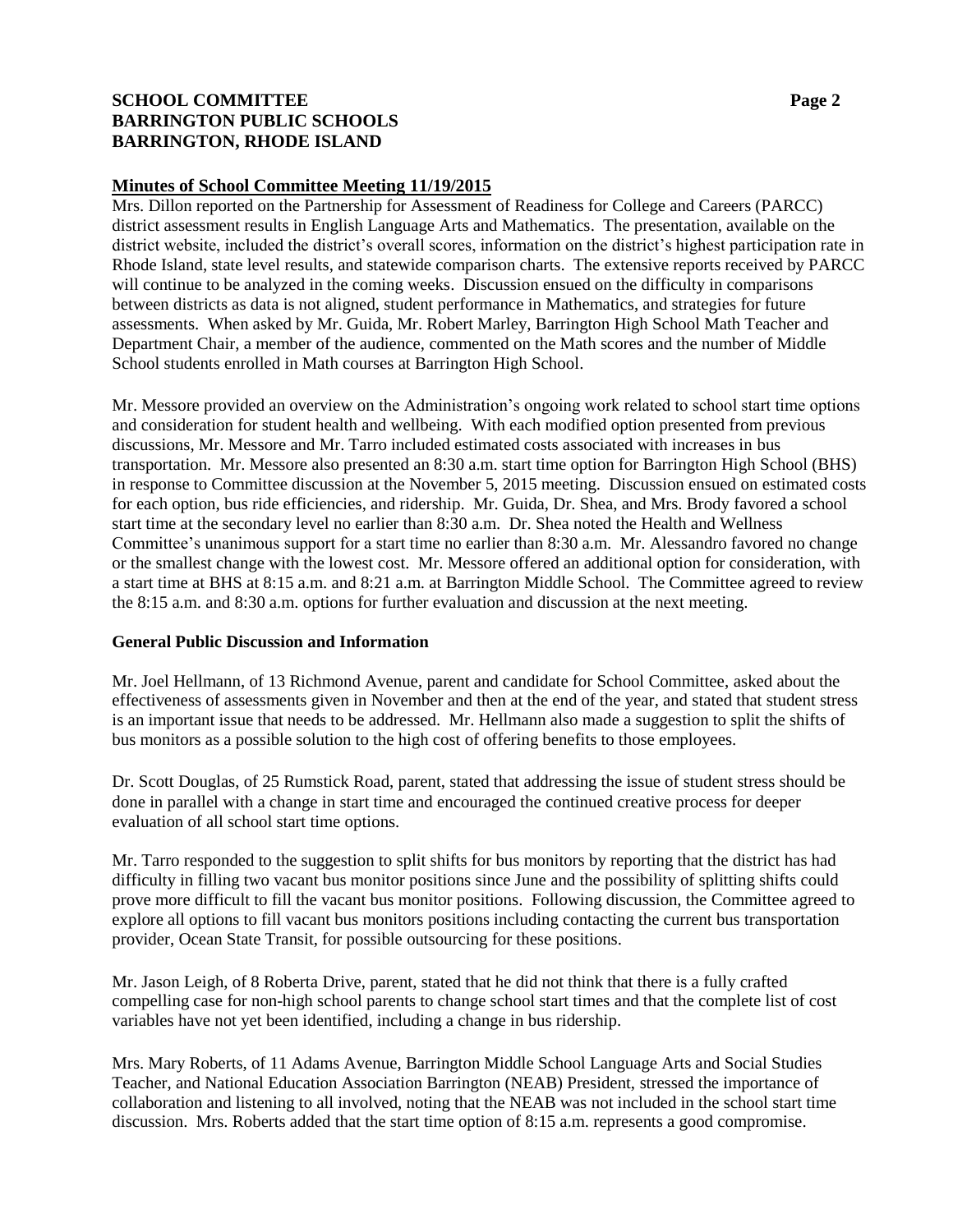**Minutes of School Committee Meeting 11/19/2015**

Mrs. Dillon reported on the Partnership for Assessment of Readiness for College and Careers (PARCC) district assessment results in English Language Arts and Mathematics. The presentation, available on the district website, included the district's overall scores, information on the district's highest participation rate in Rhode Island, state level results, and statewide comparison charts. The extensive reports received by PARCC will continue to be analyzed in the coming weeks. Discussion ensued on the difficulty in comparisons between districts as data is not aligned, student performance in Mathematics, and strategies for future assessments. When asked by Mr. Guida, Mr. Robert Marley, Barrington High School Math Teacher and Department Chair, a member of the audience, commented on the Math scores and the number of Middle School students enrolled in Math courses at Barrington High School.

Mr. Messore provided an overview on the Administration's ongoing work related to school start time options and consideration for student health and wellbeing. With each modified option presented from previous discussions, Mr. Messore and Mr. Tarro included estimated costs associated with increases in bus transportation. Mr. Messore also presented an 8:30 a.m. start time option for Barrington High School (BHS) in response to Committee discussion at the November 5, 2015 meeting. Discussion ensued on estimated costs for each option, bus ride efficiencies, and ridership. Mr. Guida, Dr. Shea, and Mrs. Brody favored a school start time at the secondary level no earlier than 8:30 a.m. Dr. Shea noted the Health and Wellness Committee's unanimous support for a start time no earlier than 8:30 a.m. Mr. Alessandro favored no change or the smallest change with the lowest cost. Mr. Messore offered an additional option for consideration, with a start time at BHS at 8:15 a.m. and 8:21 a.m. at Barrington Middle School. The Committee agreed to review the 8:15 a.m. and 8:30 a.m. options for further evaluation and discussion at the next meeting.

**General Public Discussion and Information**

Mr. Joel Hellmann, of 13 Richmond Avenue, parent and candidate for School Committee, asked about the effectiveness of assessments given in November and then at the end of the year, and stated that student stress is an important issue that needs to be addressed. Mr. Hellmann also made a suggestion to split the shifts of bus monitors as a possible solution to the high cost of offering benefits to those employees.

Dr. Scott Douglas, of 25 Rumstick Road, parent, stated that addressing the issue of student stress should be done in parallel with a change in start time and encouraged the continued creative process for deeper evaluation of all school start time options.

Mr. Tarro responded to the suggestion to split shifts for bus monitors by reporting that the district has had difficulty in filling two vacant bus monitor positions since June and the possibility of splitting shifts could prove more difficult to fill the vacant bus monitor positions. Following discussion, the Committee agreed to explore all options to fill vacant bus monitors positions including contacting the current bus transportation provider, Ocean State Transit, for possible outsourcing for these positions.

Mr. Jason Leigh, of 8 Roberta Drive, parent, stated that he did not think that there is a fully crafted compelling case for non-high school parents to change school start times and that the complete list of cost variables have not yet been identified, including a change in bus ridership.

Mrs. Mary Roberts, of 11 Adams Avenue, Barrington Middle School Language Arts and Social Studies Teacher, and National Education Association Barrington (NEAB) President, stressed the importance of collaboration and listening to all involved, noting that the NEAB was not included in the school start time discussion. Mrs. Roberts added that the start time option of 8:15 a.m. represents a good compromise.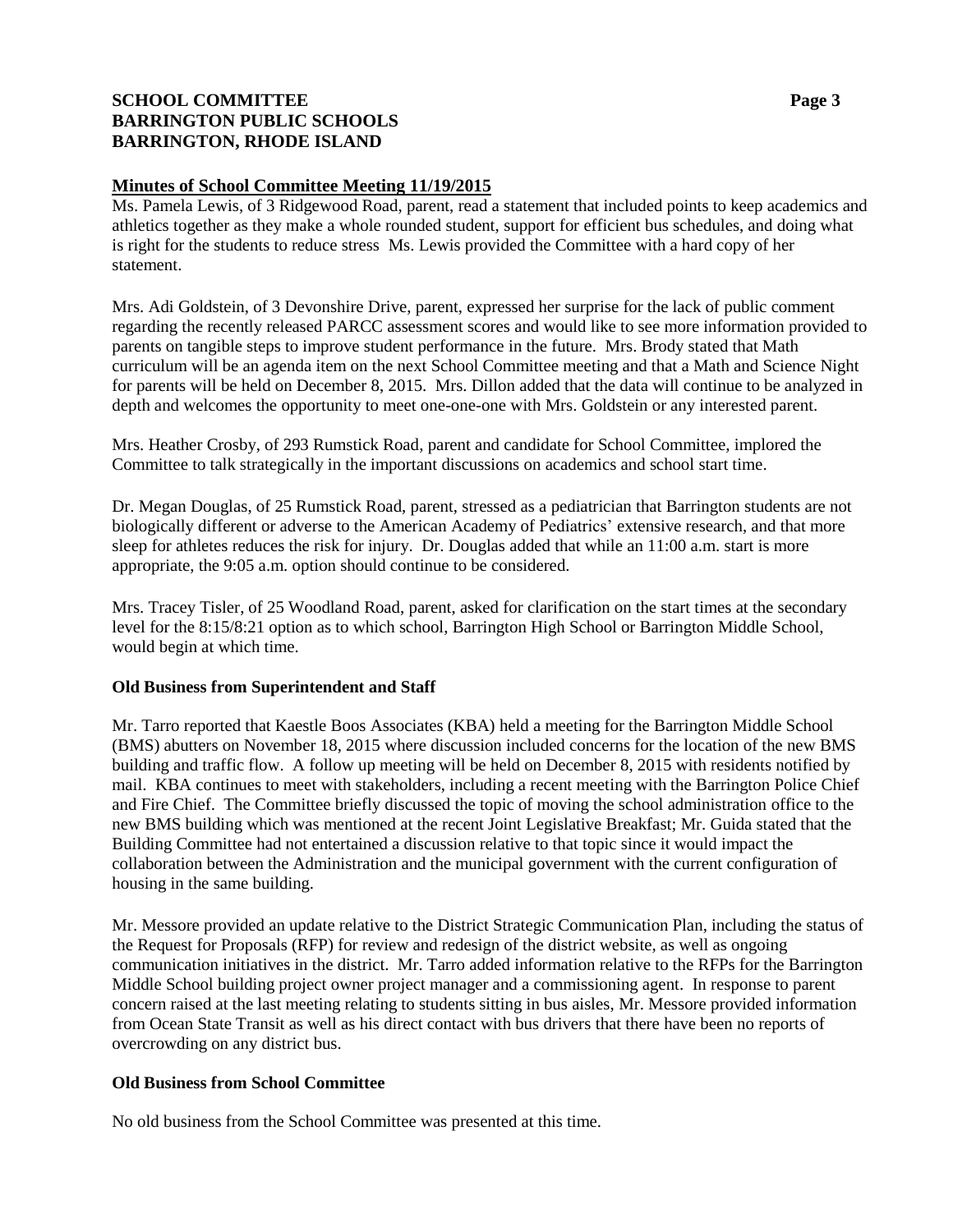## Minutes of School Committee Meeting 11/19/2015

Ms. Pamela Lewis, of 3 Ridgewood Road, parent, read a statement that included points to keep academics and athletics together as they make a whole rounded student, support for efficient bus schedules, and doing what is right for the students to reduce stress Ms. Lewis provided the Committee with a hard copy of her statement.

Mrs. Adi Goldstein, of 3 Devonshire Drive, parent, expressed her surprise for the lack of public comment regarding the recently released PARCC assessment scores and would like to see more information provided to parents on tangible steps to improve student performance in the future. Mrs. Brody stated that Math curriculum will be an agenda item on the next School Committee meeting and that a Math and Science Night for parents will be held on December 8, 2015. Mrs. Dillon added that the data will continue to be analyzed in depth and welcomes the opportunity to meet one-one-one with Mrs. Goldstein or any interested parent.

Mrs. Heather Crosby, of 293 Rumstick Road, parent and candidate for School Committee, implored the Committee to talk strategically in the important discussions on academics and school start time.

Dr. Megan Douglas, of 25 Rumstick Road, parent, stressed as a pediatrician that Barrington students are not biologically different or adverse to the American Academy of Pediatrics' extensive research, and that more sleep for athletes reduces the risk for injury. Dr. Douglas added that while an 11:00 a.m. start is more appropriate, the 9:05 a.m. option should continue to be considered.

Mrs. Tracey Tisler, of 25 Woodland Road, parent, asked for clarification on the start times at the secondary level for the 8:15/8:21 option as to which school, Barrington High School or Barrington Middle School, would begin at which time.

### Old Business from Superintendent and Staff

Mr. Tarro reported that Kaestle Boos Associates (KBA) held a meeting for the Barrington Middle School (BMS) abutters on November 18, 2015 where discussion included concerns for the location of the new BMS building and traffic flow. A follow up meeting will be held on December 8, 2015 with residents notified by mail. KBA continues to meet with stakeholders, including a recent meeting with the Barrington Police Chief and Fire Chief. The Committee briefly discussed the topic of moving the school administration office to the new BMS building which was mentioned at the recent Joint Legislative Breakfast; Mr. Guida stated that the Building Committee had not entertained a discussion relative to that topic since it would impact the collaboration between the Administration and the municipal government with the current configuration of housing in the same building.

Mr. Messore provided an update relative to the District Strategic Communication Plan, including the status of the Request for Proposals (RFP) for review and redesign of the district website, as well as ongoing communication initiatives in the district. Mr. Tarro added information relative to the RFPs for the Barrington Middle School building project owner project manager and a commissioning agent. In response to parent concern raised at the last meeting relating to students sitting in bus aisles, Mr. Messore provided information from Ocean State Transit as well as his direct contact with bus drivers that there have been no reports of overcrowding on any district bus.

### Old Business from School Committee

No old business from the School Committee was presented at this time.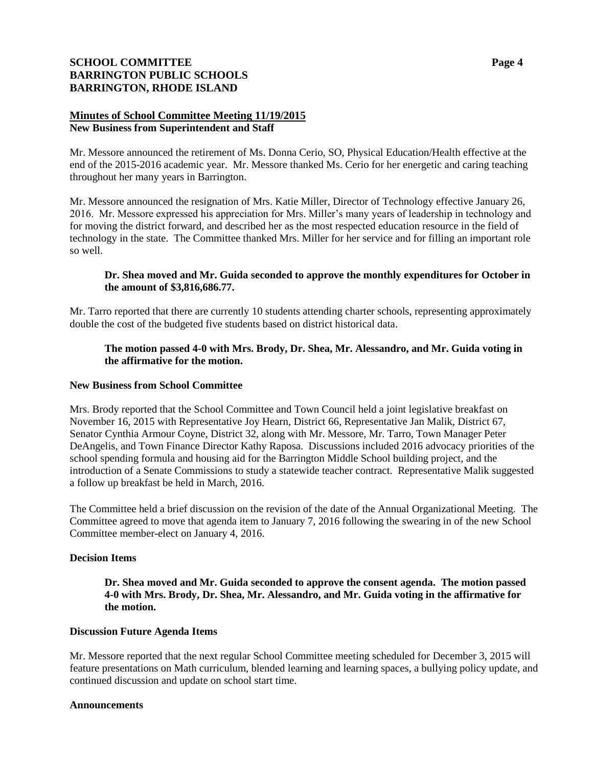## Minutes of School Committee Meeting 11/19/2015

**New Business from Superintendent and Staff**

Mr. Messore announced the retirement of Ms. Donna Cerio, SO, Physical Education/Health effective at the end of the 2015-2016 academic year. Mr. Messore thanked Ms. Cerio for her energetic and caring teaching throughout her many years in Barrington.

Mr. Messore announced the resignation of Mrs. Katie Miller, Director of Technology effective January 26, 2016. Mr. Messore expressed his appreciation for Mrs. Miller's many years of leadership in technology and for moving the district forward, and described her as the most respected education resource in the field of technology in the state. The Committee thanked Mrs. Miller for her service and for filling an important role so well.

> **Dr. Shea moved and Mr. Guida seconded to approve the monthly expenditures for October in the amount of $3,816,686.77.**

Mr. Tarro reported that there are currently 10 students attending charter schools, representing approximately double the cost of the budgeted five students based on district historical data.

> **The motion passed 4-0 with Mrs. Brody, Dr. Shea, Mr. Alessandro, and Mr. Guida voting in the affirmative for the motion.**

**New Business from School Committee**

Mrs. Brody reported that the School Committee and Town Council held a joint legislative breakfast on November 16, 2015 with Representative Joy Hearn, District 66, Representative Jan Malik, District 67, Senator Cynthia Armour Coyne, District 32, along with Mr. Messore, Mr. Tarro, Town Manager Peter DeAngelis, and Town Finance Director Kathy Raposa. Discussions included 2016 advocacy priorities of the school spending formula and housing aid for the Barrington Middle School building project, and the introduction of a Senate Commissions to study a statewide teacher contract. Representative Malik suggested a follow up breakfast be held in March, 2016.

The Committee held a brief discussion on the revision of the date of the Annual Organizational Meeting. The Committee agreed to move that agenda item to January 7, 2016 following the swearing in of the new School Committee member-elect on January 4, 2016.

**Decision Items**

> **Dr. Shea moved and Mr. Guida seconded to approve the consent agenda. The motion passed 4-0 with Mrs. Brody, Dr. Shea, Mr. Alessandro, and Mr. Guida voting in the affirmative for the motion.**

**Discussion Future Agenda Items**

Mr. Messore reported that the next regular School Committee meeting scheduled for December 3, 2015 will feature presentations on Math curriculum, blended learning and learning spaces, a bullying policy update, and continued discussion and update on school start time.

**Announcements**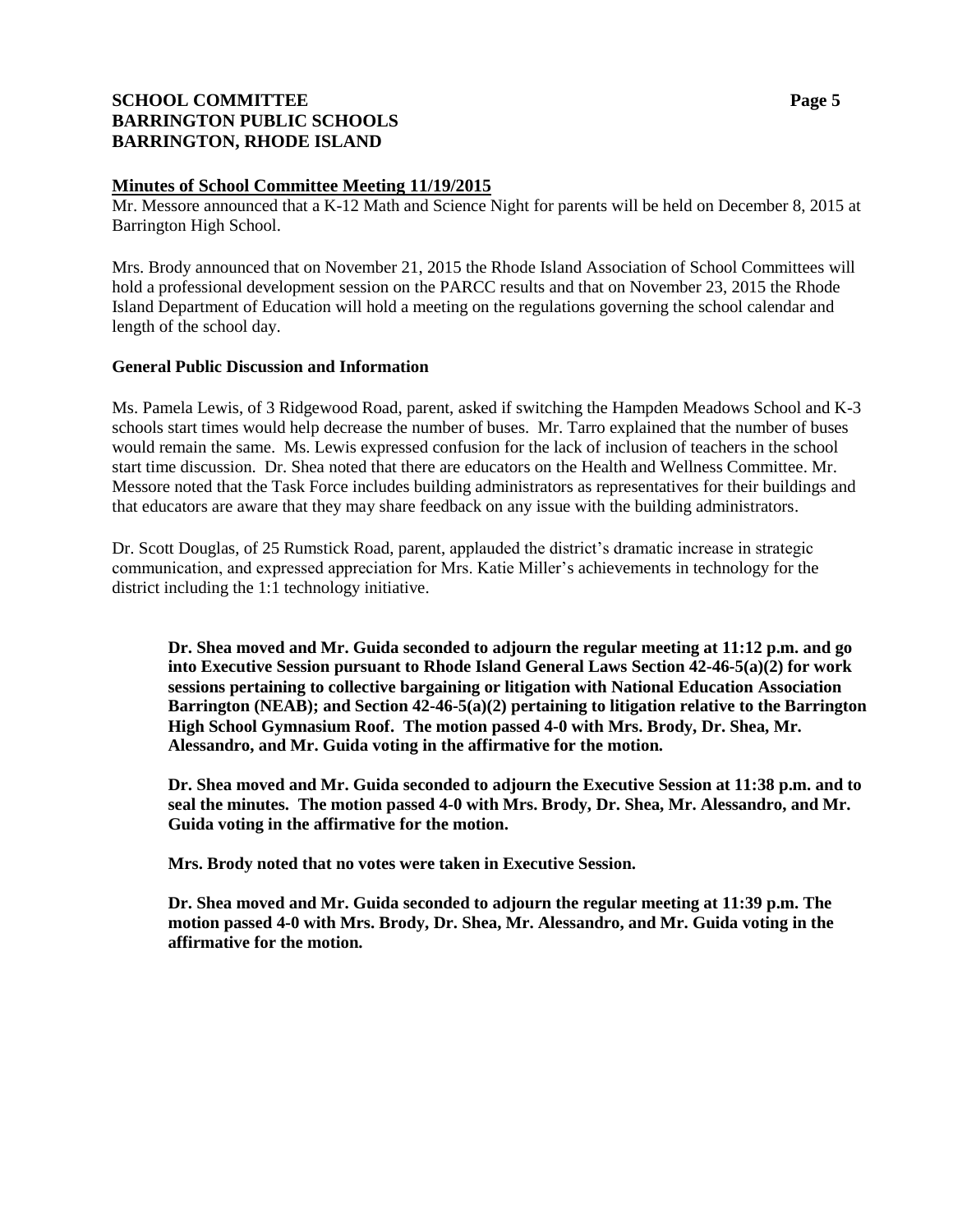**Minutes of School Committee Meeting 11/19/2015**

Mr. Messore announced that a K-12 Math and Science Night for parents will be held on December 8, 2015 at Barrington High School.

Mrs. Brody announced that on November 21, 2015 the Rhode Island Association of School Committees will hold a professional development session on the PARCC results and that on November 23, 2015 the Rhode Island Department of Education will hold a meeting on the regulations governing the school calendar and length of the school day.

**General Public Discussion and Information**

Ms. Pamela Lewis, of 3 Ridgewood Road, parent, asked if switching the Hampden Meadows School and K-3 schools start times would help decrease the number of buses. Mr. Tarro explained that the number of buses would remain the same. Ms. Lewis expressed confusion for the lack of inclusion of teachers in the school start time discussion. Dr. Shea noted that there are educators on the Health and Wellness Committee. Mr. Messore noted that the Task Force includes building administrators as representatives for their buildings and that educators are aware that they may share feedback on any issue with the building administrators.

Dr. Scott Douglas, of 25 Rumstick Road, parent, applauded the district's dramatic increase in strategic communication, and expressed appreciation for Mrs. Katie Miller's achievements in technology for the district including the 1:1 technology initiative.

**Dr. Shea moved and Mr. Guida seconded to adjourn the regular meeting at 11:12 p.m. and go into Executive Session pursuant to Rhode Island General Laws Section 42-46-5(a)(2) for work sessions pertaining to collective bargaining or litigation with National Education Association Barrington (NEAB); and Section 42-46-5(a)(2) pertaining to litigation relative to the Barrington High School Gymnasium Roof. The motion passed 4-0 with Mrs. Brody, Dr. Shea, Mr. Alessandro, and Mr. Guida voting in the affirmative for the motion.**

**Dr. Shea moved and Mr. Guida seconded to adjourn the Executive Session at 11:38 p.m. and to seal the minutes. The motion passed 4-0 with Mrs. Brody, Dr. Shea, Mr. Alessandro, and Mr. Guida voting in the affirmative for the motion.**

**Mrs. Brody noted that no votes were taken in Executive Session.**

**Dr. Shea moved and Mr. Guida seconded to adjourn the regular meeting at 11:39 p.m. The motion passed 4-0 with Mrs. Brody, Dr. Shea, Mr. Alessandro, and Mr. Guida voting in the affirmative for the motion.**